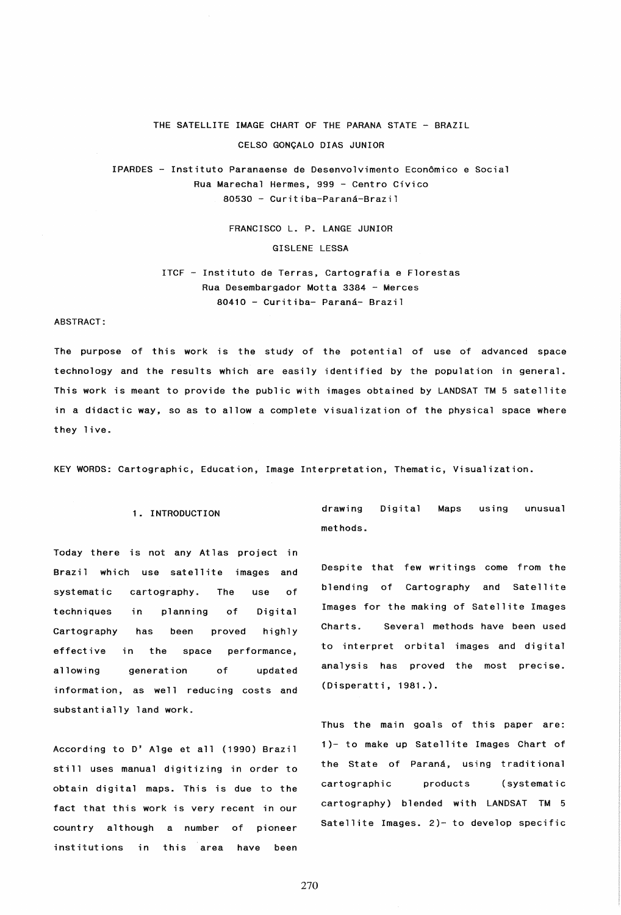# THE SATELLITE IMAGE CHART OF THE PARANA STATE - BRAZIL

CELSO GONÇALO DIAS JUNIOR

IPARDES - Instituto Paranaense de Desenvolvimento Econômico e Social
Rua Marechal Hermes, 999 - Centro Cívico
80530 - Curitiba-Paraná-Brazil

FRANCISCO L. P. LANGE JUNIOR

GISLENE LESSA

ITCF - Instituto de Terras, Cartografia e Florestas
Rua Desembargador Motta 3384 - Merces
80410 - Curitiba- Paraná- Brazil

ABSTRACT:

The purpose of this work is the study of the potential of use of advanced space technology and the results which are easily identified by the population in general. This work is meant to provide the public with images obtained by LANDSAT TM 5 satellite in a didactic way, so as to allow a complete visualization of the physical space where they live.

KEY WORDS: Cartographic, Education, Image Interpretation, Thematic, Visualization.

## 1. INTRODUCTION

Today there is not any Atlas project in Brazil which use satellite images and systematic cartography. The use of techniques in planning of Digital Cartography has been proved highly effective in the space performance, allowing generation of updated information, as well reducing costs and substantially land work.

According to D' Alge et all (1990) Brazil still uses manual digitizing in order to obtain digital maps. This is due to the fact that this work is very recent in our country although a number of pioneer institutions in this area have been drawing Digital Maps using unusual methods.

Despite that few writings come from the blending of Cartography and Satellite Images for the making of Satellite Images Charts. Several methods have been used to interpret orbital images and digital analysis has proved the most precise. (Disperatti, 1981.).

Thus the main goals of this paper are: 1)- to make up Satellite Images Chart of the State of Paraná, using traditional cartographic products (systematic cartography) blended with LANDSAT TM 5 Satellite Images. 2)- to develop specific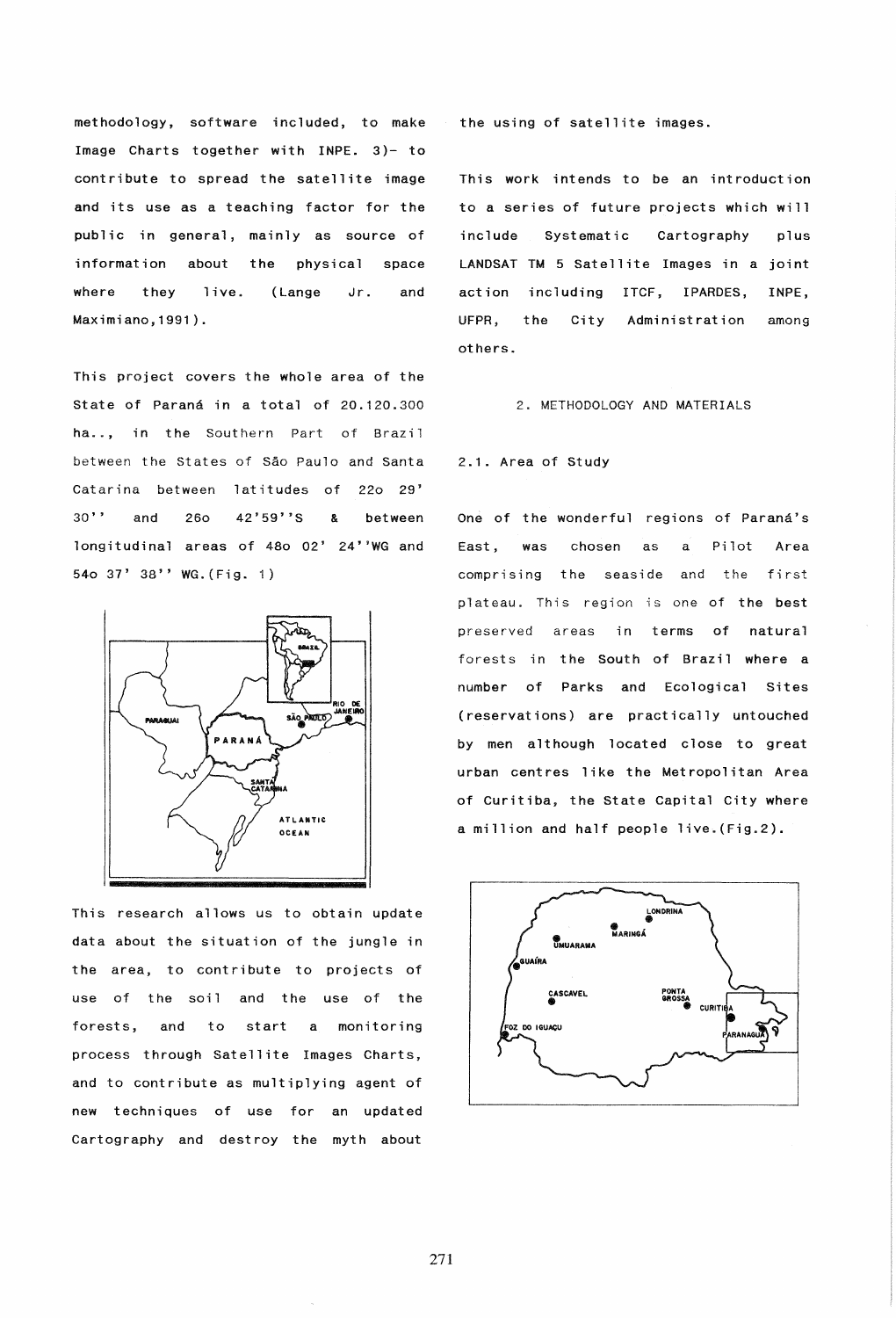methodology, software included, to make Image Charts together with INPE. 3)- to contribute to spread the satellite image and its use as a teaching factor for the public in general, mainly as source of information about the physical space where they live. (Lange Jr. and Maximiano,1991).

This project covers the whole area of the State of Paraná in a total of 20.120.300 ha.., in the Southern Part of Brazil between the States of São Paulo and Santa Catarina between latitudes of 22o 29' 30'' and 26o 42'59''S & between longitudinal areas of 48o 02' 24''WG and 54o 37' 38'' WG.(Fig. 1)

This research allows us to obtain update data about the situation of the jungle in the area, to contribute to projects of use of the soil and the use of the forests, and to start a monitoring process through Satellite Images Charts, and to contribute as multiplying agent of new techniques of use for an updated Cartography and destroy the myth about the using of satellite images.

This work intends to be an introduction to a series of future projects which will include Systematic Cartography plus LANDSAT TM 5 Satellite Images in a joint action including ITCF, IPARDES, INPE, UFPR, the City Administration among others.

## 2. METHODOLOGY AND MATERIALS

### 2.1. Area of Study

One of the wonderful regions of Paraná's East, was chosen as a Pilot Area comprising the seaside and the first plateau. This region is one of the best preserved areas in terms of natural forests in the South of Brazil where a number of Parks and Ecological Sites (reservations) are practically untouched by men although located close to great urban centres like the Metropolitan Area of Curitiba, the State Capital City where a million and half people live.(Fig.2).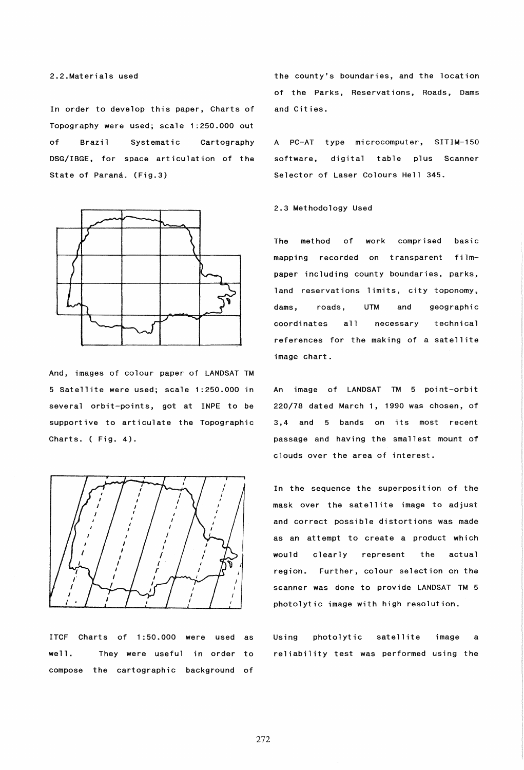2.2.Materials used

In order to develop this paper, Charts of Topography were used; scale 1:250.000 out of Brazil Systematic Cartography DSG/IBGE, for space articulation of the State of Paraná. (Fig.3)

And, images of colour paper of LANDSAT TM 5 Satellite were used; scale 1:250.000 in several orbit-points, got at INPE to be supportive to articulate the Topographic Charts. ( Fig. 4).

ITCF Charts of 1:50.000 were used as well. They were useful in order to compose the cartographic background of the county's boundaries, and the location of the Parks, Reservations, Roads, Dams and Cities.

A PC-AT type microcomputer, SITIM-150 software, digital table plus Scanner Selector of Laser Colours Hell 345.

2.3 Methodology Used

The method of work comprised basic mapping recorded on transparent film-paper including county boundaries, parks, land reservations limits, city toponomy, dams, roads, UTM and geographic coordinates all necessary technical references for the making of a satellite image chart.

An image of LANDSAT TM 5 point-orbit 220/78 dated March 1, 1990 was chosen, of 3,4 and 5 bands on its most recent passage and having the smallest mount of clouds over the area of interest.

In the sequence the superposition of the mask over the satellite image to adjust and correct possible distortions was made as an attempt to create a product which would clearly represent the actual region. Further, colour selection on the scanner was done to provide LANDSAT TM 5 photolytic image with high resolution.

Using photolytic satellite image a reliability test was performed using the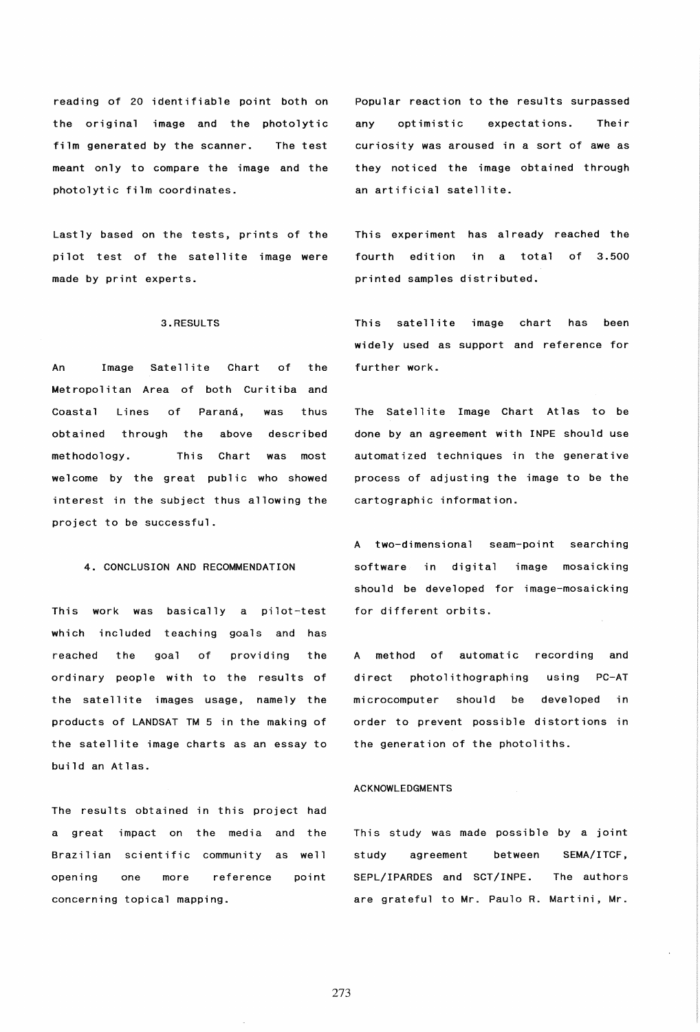reading of 20 identifiable point both on the original image and the photolytic film generated by the scanner. The test meant only to compare the image and the photolytic film coordinates.

Lastly based on the tests, prints of the pilot test of the satellite image were made by print experts.

## 3. RESULTS

An Image Satellite Chart of the Metropolitan Area of both Curitiba and Coastal Lines of Paraná, was thus obtained through the above described methodology. This Chart was most welcome by the great public who showed interest in the subject thus allowing the project to be successful.

## 4. CONCLUSION AND RECOMMENDATION

This work was basically a pilot-test which included teaching goals and has reached the goal of providing the ordinary people with to the results of the satellite images usage, namely the products of LANDSAT TM 5 in the making of the satellite image charts as an essay to build an Atlas.

The results obtained in this project had a great impact on the media and the Brazilian scientific community as well opening one more reference point concerning topical mapping.

Popular reaction to the results surpassed any optimistic expectations. Their curiosity was aroused in a sort of awe as they noticed the image obtained through an artificial satellite.

This experiment has already reached the fourth edition in a total of 3.500 printed samples distributed.

This satellite image chart has been widely used as support and reference for further work.

The Satellite Image Chart Atlas to be done by an agreement with INPE should use automatized techniques in the generative process of adjusting the image to be the cartographic information.

A two-dimensional seam-point searching software in digital image mosaicking should be developed for image-mosaicking for different orbits.

A method of automatic recording and direct photolithographing using PC-AT microcomputer should be developed in order to prevent possible distortions in the generation of the photoliths.

## ACKNOWLEDGMENTS

This study was made possible by a joint study agreement between SEMA/ITCF, SEPL/IPARDES and SCT/INPE. The authors are grateful to Mr. Paulo R. Martini, Mr.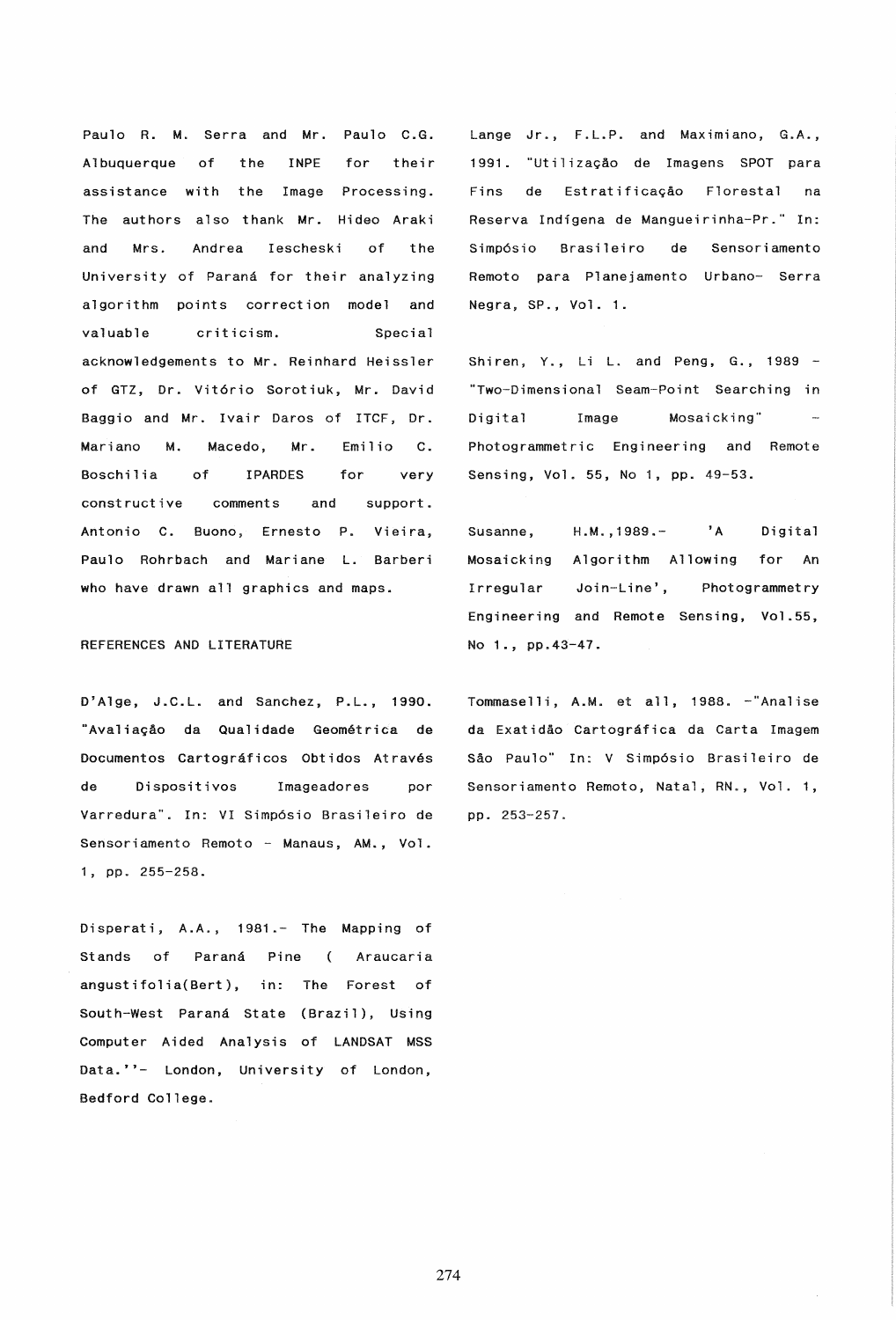Paulo R. M. Serra and Mr. Paulo C.G. Albuquerque of the INPE for their assistance with the Image Processing. The authors also thank Mr. Hideo Araki and Mrs. Andrea Iescheski of the University of Paraná for their analyzing algorithm points correction model and valuable criticism. Special acknowledgements to Mr. Reinhard Heissler of GTZ, Dr. Vitório Sorotiuk, Mr. David Baggio and Mr. Ivair Daros of ITCF, Dr. Mariano M. Macedo, Mr. Emilio C. Boschilia of IPARDES for very constructive comments and support. Antonio C. Buono, Ernesto P. Vieira, Paulo Rohrbach and Mariane L. Barberi who have drawn all graphics and maps.

REFERENCES AND LITERATURE

D'Alge, J.C.L. and Sanchez, P.L., 1990. "Avaliação da Qualidade Geométrica de Documentos Cartográficos Obtidos Através de Dispositivos Imageadores por Varredura". In: VI Simpósio Brasileiro de Sensoriamento Remoto - Manaus, AM., Vol. 1, pp. 255-258.

Disperati, A.A., 1981.- The Mapping of Stands of Paraná Pine ( Araucaria angustifolia(Bert), in: The Forest of South-West Paraná State (Brazil), Using Computer Aided Analysis of LANDSAT MSS Data.''- London, University of London, Bedford College.

Lange Jr., F.L.P. and Maximiano, G.A., 1991. "Utilização de Imagens SPOT para Fins de Estratificação Florestal na Reserva Indígena de Mangueirinha-Pr." In: Simpósio Brasileiro de Sensoriamento Remoto para Planejamento Urbano- Serra Negra, SP., Vol. 1.

Shiren, Y., Li L. and Peng, G., 1989 - "Two-Dimensional Seam-Point Searching in Digital Image Mosaicking" - Photogrammetric Engineering and Remote Sensing, Vol. 55, No 1, pp. 49-53.

Susanne, H.M.,1989.- 'A Digital Mosaicking Algorithm Allowing for An Irregular Join-Line', Photogrammetry Engineering and Remote Sensing, Vol.55, No 1., pp.43-47.

Tommaselli, A.M. et all, 1988. -"Analise da Exatidão Cartográfica da Carta Imagem São Paulo" In: V Simpósio Brasileiro de Sensoriamento Remoto, Natal, RN., Vol. 1, pp. 253-257.